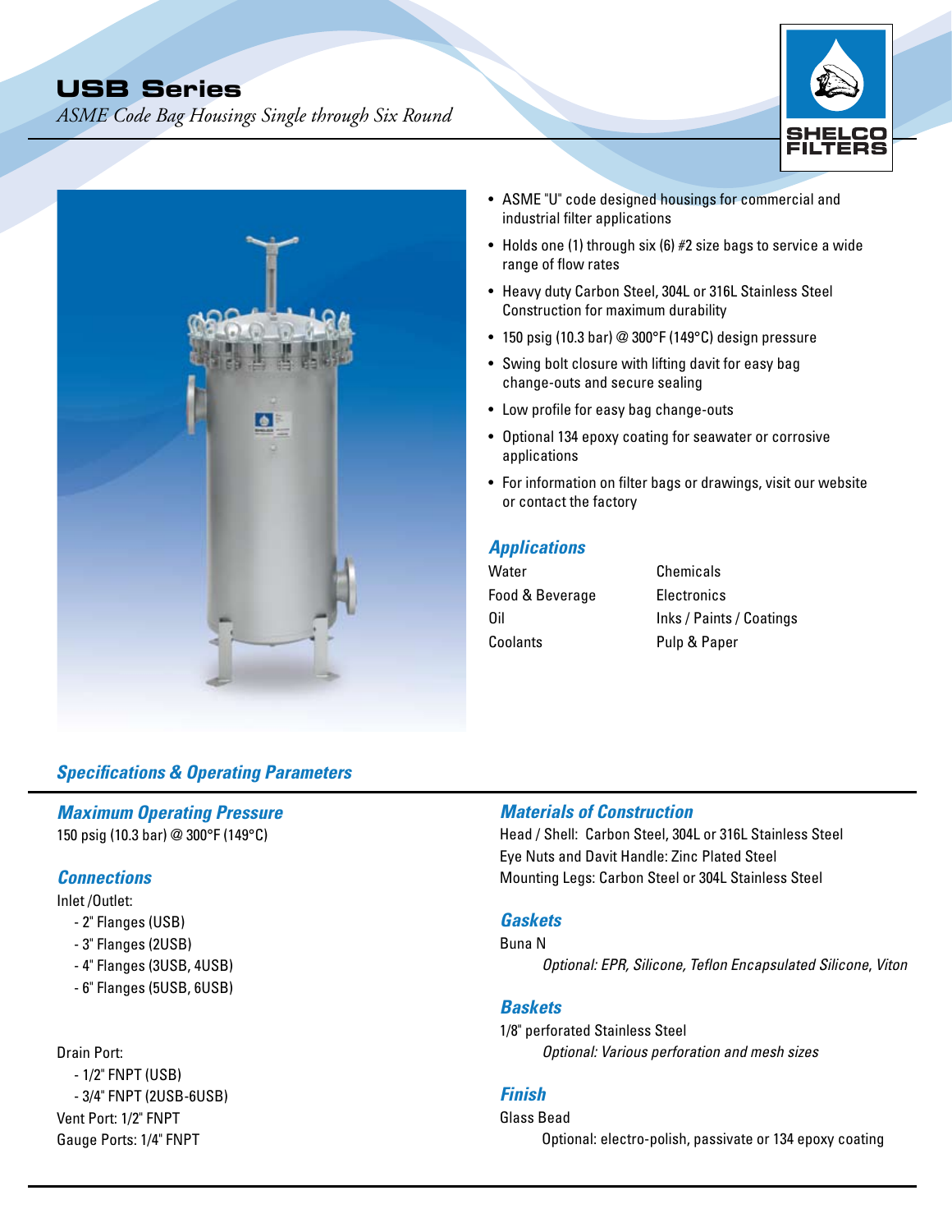# USB Series

*ASME Code Bag Housings Single through Six Round*

- ASME "U" code designed housings for commercial and industrial filter applications
- Holds one (1) through six (6) #2 size bags to service a wide range of flow rates
- Heavy duty Carbon Steel, 304L or 316L Stainless Steel Construction for maximum durability
- 150 psig (10.3 bar) @ 300°F (149°C) design pressure
- Swing bolt closure with lifting davit for easy bag change-outs and secure sealing
- Low profile for easy bag change-outs
- Optional 134 epoxy coating for seawater or corrosive applications
- For information on filter bags or drawings, visit our website or contact the factory

## *Applications*

| | |
|---|---|
| Water | Chemicals |
| Food & Beverage | Electronics |
| Oil | Inks / Paints / Coatings |
| Coolants | Pulp & Paper |

## *Specifications & Operating Parameters*

### *Maximum Operating Pressure*

150 psig (10.3 bar) @ 300°F (149°C)

### *Connections*

Inlet /Outlet:

- 2" Flanges (USB)
- 3" Flanges (2USB)
- 4" Flanges (3USB, 4USB)
- 6" Flanges (5USB, 6USB)

Drain Port:

- 1/2" FNPT (USB)
- 3/4" FNPT (2USB-6USB)

Vent Port: 1/2" FNPT

Gauge Ports: 1/4" FNPT

### *Materials of Construction*

Head / Shell: Carbon Steel, 304L or 316L Stainless Steel

Eye Nuts and Davit Handle: Zinc Plated Steel

Mounting Legs: Carbon Steel or 304L Stainless Steel

### *Gaskets*

Buna N

*Optional: EPR, Silicone, Teflon Encapsulated Silicone, Viton*

### *Baskets*

1/8" perforated Stainless Steel

*Optional: Various perforation and mesh sizes*

### *Finish*

Glass Bead

Optional: electro-polish, passivate or 134 epoxy coating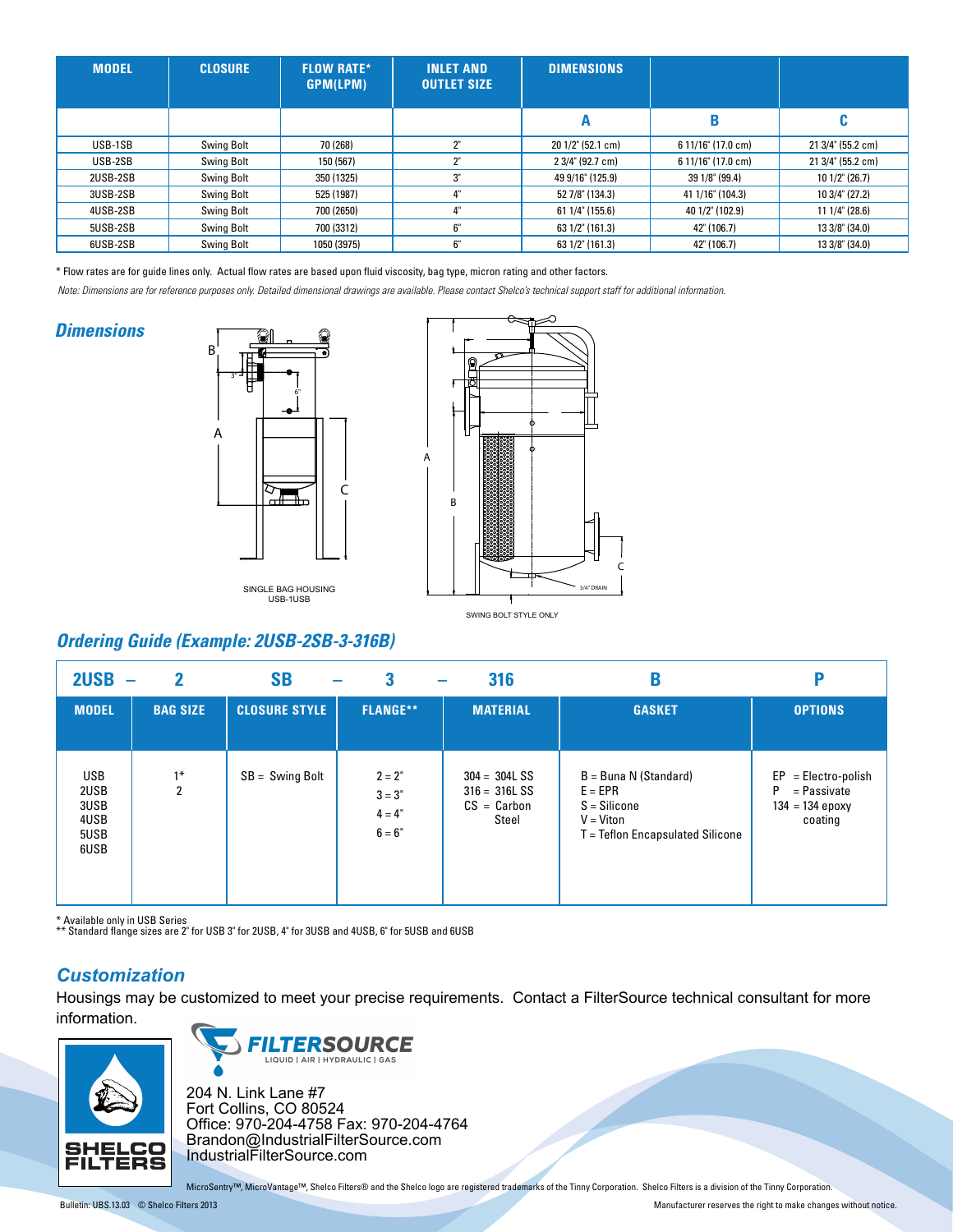| MODEL | CLOSURE | FLOW RATE* GPM(LPM) | INLET AND OUTLET SIZE | DIMENSIONS | | |
|---|---|---|---|---|---|---|
| | | | | A | B | C |
| USB-1SB | Swing Bolt | 70 (268) | 2" | 20 1/2" (52.1 cm) | 6 11/16" (17.0 cm) | 21 3/4" (55.2 cm) |
| USB-2SB | Swing Bolt | 150 (567) | 2" | 2 3/4" (92.7 cm) | 6 11/16" (17.0 cm) | 21 3/4" (55.2 cm) |
| 2USB-2SB | Swing Bolt | 350 (1325) | 3" | 49 9/16" (125.9) | 39 1/8" (99.4) | 10 1/2" (26.7) |
| 3USB-2SB | Swing Bolt | 525 (1987) | 4" | 52 7/8" (134.3) | 41 1/16" (104.3) | 10 3/4" (27.2) |
| 4USB-2SB | Swing Bolt | 700 (2650) | 4" | 61 1/4" (155.6) | 40 1/2" (102.9) | 11 1/4" (28.6) |
| 5USB-2SB | Swing Bolt | 700 (3312) | 6" | 63 1/2" (161.3) | 42" (106.7) | 13 3/8" (34.0) |
| 6USB-2SB | Swing Bolt | 1050 (3975) | 6" | 63 1/2" (161.3) | 42" (106.7) | 13 3/8" (34.0) |

* Flow rates are for guide lines only. Actual flow rates are based upon fluid viscosity, bag type, micron rating and other factors.

*Note: Dimensions are for reference purposes only. Detailed dimensional drawings are available. Please contact Shelco's technical support staff for additional information.*

## *Dimensions*

B
3"
6"
A
C

SINGLE BAG HOUSING
USB-1USB

A
B
C
3/4" DRAIN

SWING BOLT STYLE ONLY

## *Ordering Guide (Example: 2USB-2SB-3-316B)*

| 2USB – | 2 | SB – | 3 – | 316 | B | P |
|---|---|---|---|---|---|---|
| MODEL | BAG SIZE | CLOSURE STYLE | FLANGE** | MATERIAL | GASKET | OPTIONS |
| USB<br>2USB<br>3USB<br>4USB<br>5USB<br>6USB | 1*<br>2 | SB = Swing Bolt | 2 = 2"<br>3 = 3"<br>4 = 4"<br>6 = 6" | 304 = 304L SS<br>316 = 316L SS<br>CS = Carbon Steel | B = Buna N (Standard)<br>E = EPR<br>S = Silicone<br>V = Viton<br>T = Teflon Encapsulated Silicone | EP = Electro-polish<br>P = Passivate<br>134 = 134 epoxy coating |

* Available only in USB Series
** Standard flange sizes are 2" for USB 3" for 2USB, 4" for 3USB and 4USB, 6" for 5USB and 6USB

## *Customization*

Housings may be customized to meet your precise requirements. Contact a FilterSource technical consultant for more information.

SHELCO FILTERS

FILTERSOURCE
LIQUID | AIR | HYDRAULIC | GAS

204 N. Link Lane #7
Fort Collins, CO 80524
Office: 970-204-4758 Fax: 970-204-4764
Brandon@IndustrialFilterSource.com
IndustrialFilterSource.com

MicroSentry™, MicroVantage™, Shelco Filters® and the Shelco logo are registered trademarks of the Tinny Corporation. Shelco Filters is a division of the Tinny Corporation.

Bulletin: UBS.13.03 © Shelco Filters 2013

Manufacturer reserves the right to make changes without notice.